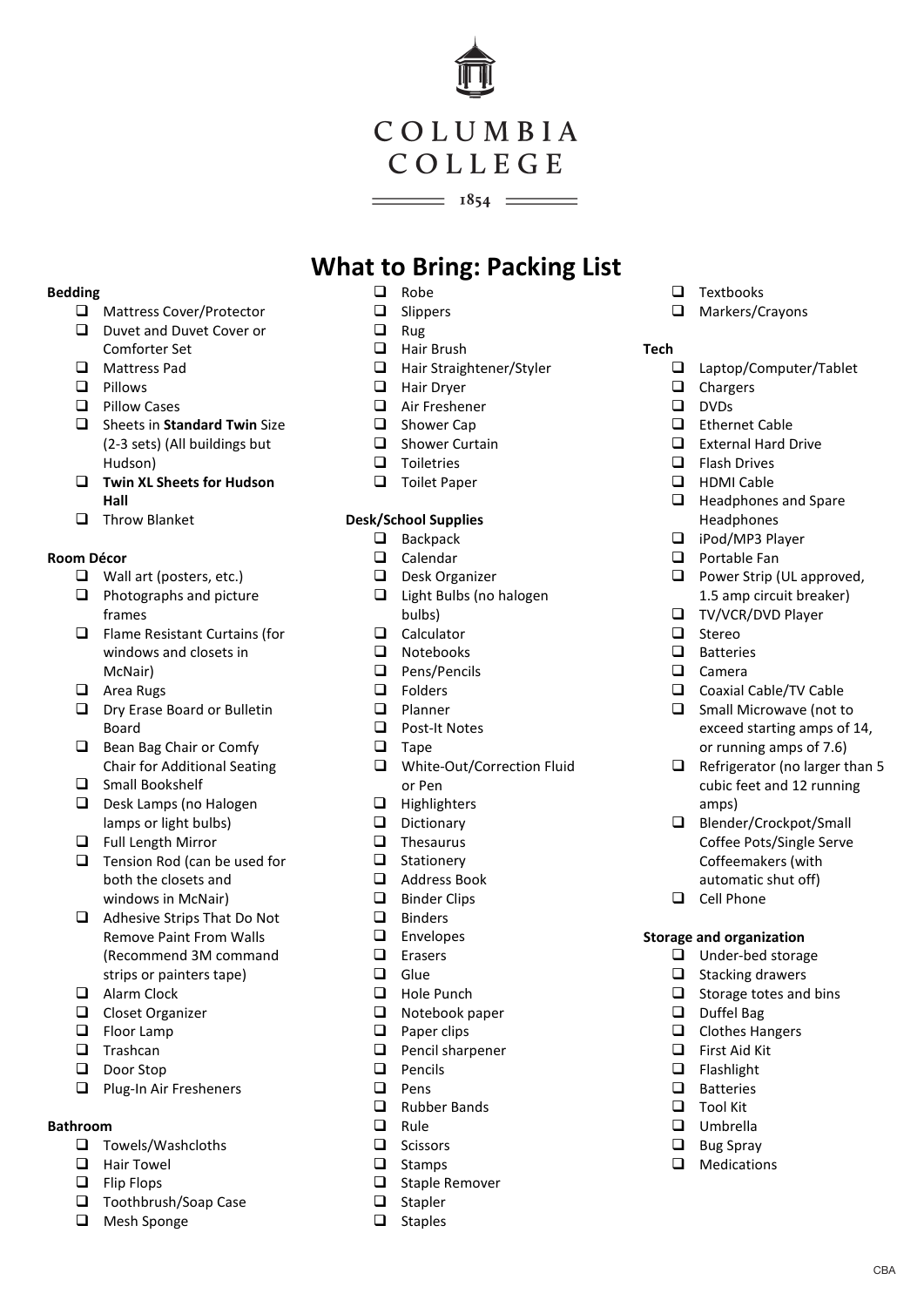COLUMNBIA COLLEGE

1854

# What to Bring: Packing List

**Bedding**

- Mattress Cover/Protector
- Duvet and Duvet Cover or Comforter Set
- Mattress Pad
- Pillows
- Pillow Cases
- Sheets in **Standard Twin** Size (2-3 sets) (All buildings but Hudson)
- **Twin XL Sheets for Hudson Hall**
- Throw Blanket

**Room Décor**

- Wall art (posters, etc.)
- Photographs and picture frames
- Flame Resistant Curtains (for windows and closets in McNair)
- Area Rugs
- Dry Erase Board or Bulletin Board
- Bean Bag Chair or Comfy Chair for Additional Seating
- Small Bookshelf
- Desk Lamps (no Halogen lamps or light bulbs)
- Full Length Mirror
- Tension Rod (can be used for both the closets and windows in McNair)
- Adhesive Strips That Do Not Remove Paint From Walls (Recommend 3M command strips or painters tape)
- Alarm Clock
- Closet Organizer
- Floor Lamp
- Trashcan
- Door Stop
- Plug-In Air Fresheners

**Bathroom**

- Towels/Washcloths
- Hair Towel
- Flip Flops
- Toothbrush/Soap Case
- Mesh Sponge
- Robe
- Slippers
- Rug
- Hair Brush
- Hair Straightener/Styler
- Hair Dryer
- Air Freshener
- Shower Cap
- Shower Curtain
- Toiletries
- Toilet Paper

**Desk/School Supplies**

- Backpack
- Calendar
- Desk Organizer
- Light Bulbs (no halogen bulbs)
- Calculator
- Notebooks
- Pens/Pencils
- Folders
- Planner
- Post-It Notes
- Tape
- White-Out/Correction Fluid or Pen
- Highlighters
- Dictionary
- Thesaurus
- Stationery
- Address Book
- Binder Clips
- Binders
- Envelopes
- Erasers
- Glue
- Hole Punch
- Notebook paper
- Paper clips
- Pencil sharpener
- Pencils
- Pens
- Rubber Bands
- Rule
- Scissors
- Stamps
- Staple Remover
- Stapler
- Staples
- Textbooks
- Markers/Crayons

**Tech**

- Laptop/Computer/Tablet
- Chargers
- DVDs
- Ethernet Cable
- External Hard Drive
- Flash Drives
- HDMI Cable
- Headphones and Spare Headphones
- iPod/MP3 Player
- Portable Fan
- Power Strip (UL approved, 1.5 amp circuit breaker)
- TV/VCR/DVD Player
- Stereo
- Batteries
- Camera
- Coaxial Cable/TV Cable
- Small Microwave (not to exceed starting amps of 14, or running amps of 7.6)
- Refrigerator (no larger than 5 cubic feet and 12 running amps)
- Blender/Crockpot/Small Coffee Pots/Single Serve Coffeemakers (with automatic shut off)
- Cell Phone

**Storage and organization**

- Under-bed storage
- Stacking drawers
- Storage totes and bins
- Duffel Bag
- Clothes Hangers
- First Aid Kit
- Flashlight
- Batteries
- Tool Kit
- Umbrella
- Bug Spray
- Medications

CBA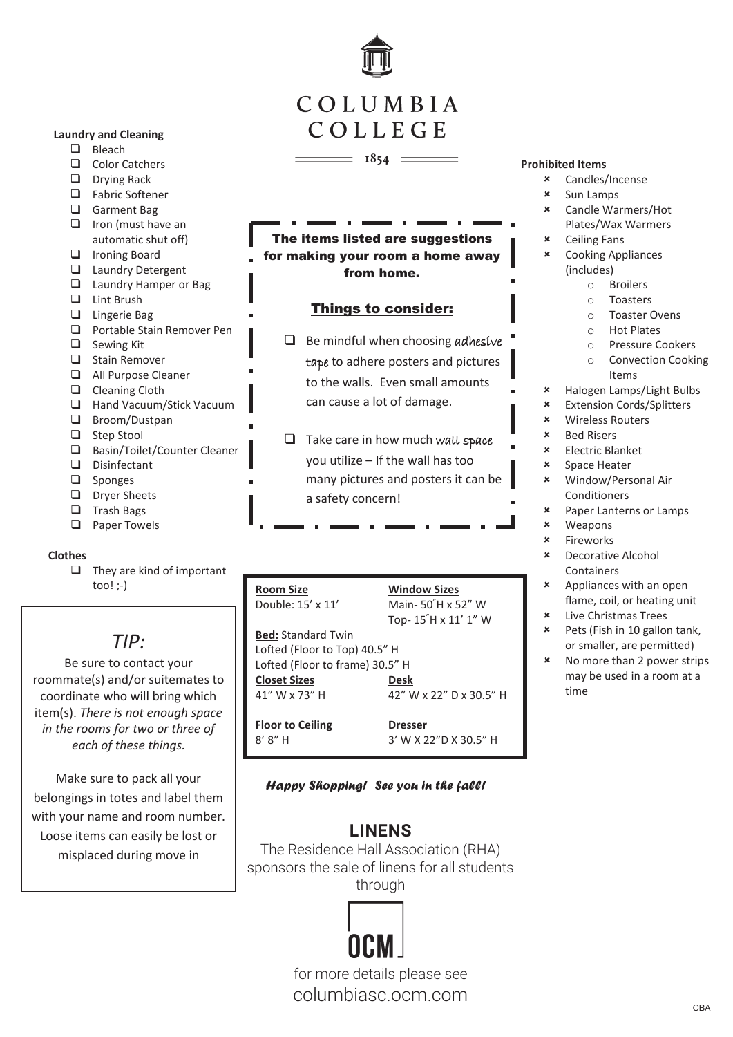# COLUMBIA COLLEGE

1854

### Laundry and Cleaning

- ☐ Bleach
- ☐ Color Catchers
- ☐ Drying Rack
- ☐ Fabric Softener
- ☐ Garment Bag
- ☐ Iron (must have an automatic shut off)
- ☐ Ironing Board
- ☐ Laundry Detergent
- ☐ Laundry Hamper or Bag
- ☐ Lint Brush
- ☐ Lingerie Bag
- ☐ Portable Stain Remover Pen
- ☐ Sewing Kit
- ☐ Stain Remover
- ☐ All Purpose Cleaner
- ☐ Cleaning Cloth
- ☐ Hand Vacuum/Stick Vacuum
- ☐ Broom/Dustpan
- ☐ Step Stool
- ☐ Basin/Toilet/Counter Cleaner
- ☐ Disinfectant
- ☐ Sponges
- ☐ Dryer Sheets
- ☐ Trash Bags
- ☐ Paper Towels

### Clothes

- ☐ They are kind of important too! ;-)

## *TIP:*

Be sure to contact your roommate(s) and/or suitemates to coordinate who will bring which item(s). *There is not enough space in the rooms for two or three of each of these things.*

Make sure to pack all your belongings in totes and label them with your name and room number. Loose items can easily be lost or misplaced during move in

**The items listed are suggestions for making your room a home away from home.**

### Things to consider:

- ☐ Be mindful when choosing adhesive tape to adhere posters and pictures to the walls. Even small amounts can cause a lot of damage.
- ☐ Take care in how much wall space you utilize – If the wall has too many pictures and posters it can be a safety concern!

| | |
|---|---|
| **Room Size**<br>Double: 15' x 11' | **Window Sizes**<br>Main- 50"H x 52" W<br>Top- 15"H x 11' 1" W |
| **Bed:** Standard Twin<br>Lofted (Floor to Top) 40.5" H<br>Lofted (Floor to frame) 30.5" H | |
| **Closet Sizes**<br>41" W x 73" H | **Desk**<br>42" W x 22" D x 30.5" H |
| **Floor to Ceiling**<br>8' 8" H | **Dresser**<br>3' W X 22"D X 30.5" H |

***Happy Shopping! See you in the fall!***

## LINENS

The Residence Hall Association (RHA) sponsors the sale of linens for all students through

OCM

for more details please see
columbiasc.ocm.com

### Prohibited Items

- Candles/Incense
- Sun Lamps
- Candle Warmers/Hot Plates/Wax Warmers
- Ceiling Fans
- Cooking Appliances (includes)
  - Broilers
  - Toasters
  - Toaster Ovens
  - Hot Plates
  - Pressure Cookers
  - Convection Cooking Items
- Halogen Lamps/Light Bulbs
- Extension Cords/Splitters
- Wireless Routers
- Bed Risers
- Electric Blanket
- Space Heater
- Window/Personal Air Conditioners
- Paper Lanterns or Lamps
- Weapons
- Fireworks
- Decorative Alcohol Containers
- Appliances with an open flame, coil, or heating unit
- Live Christmas Trees
- Pets (Fish in 10 gallon tank, or smaller, are permitted)
- No more than 2 power strips may be used in a room at a time

CBA